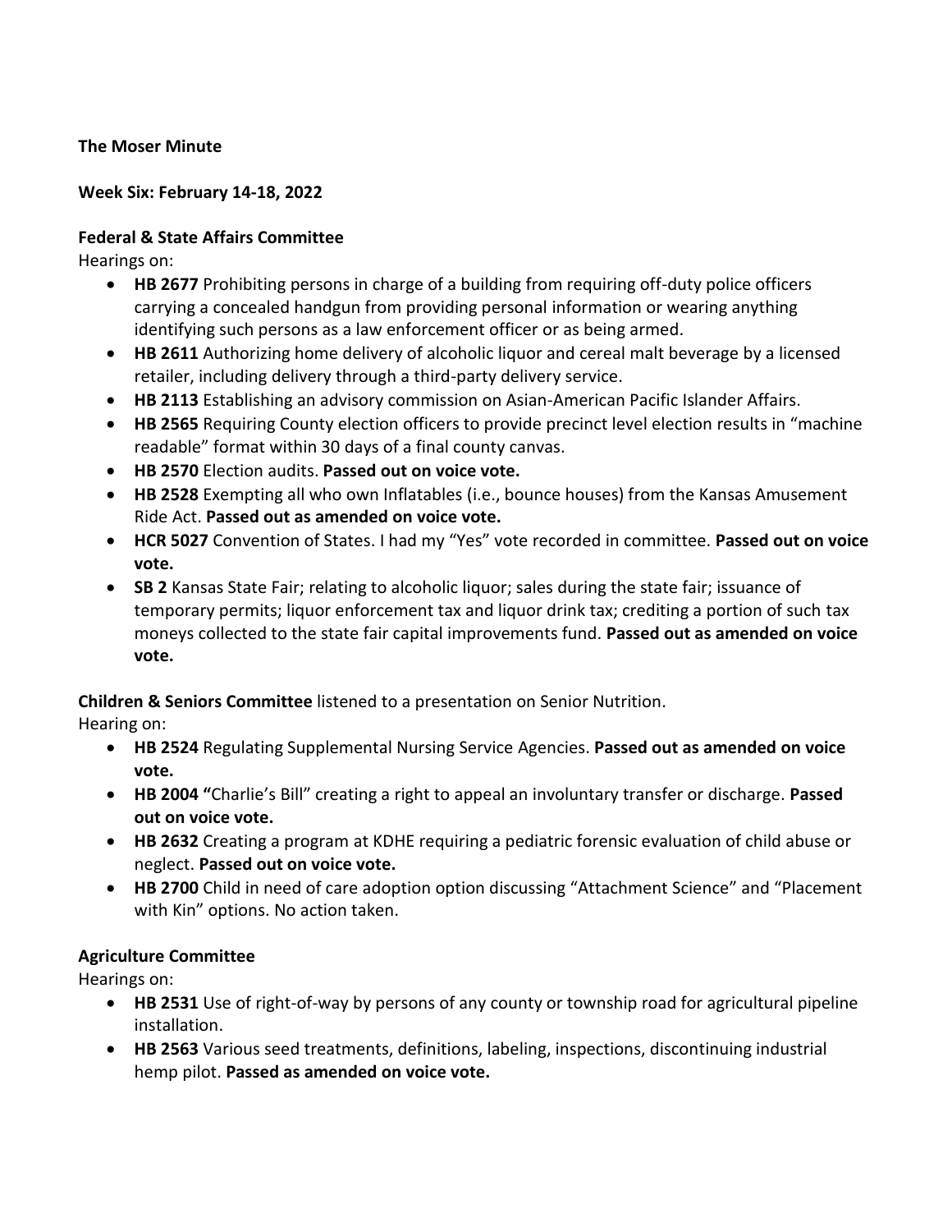**The Moser Minute**

**Week Six: February 14-18, 2022**

**Federal & State Affairs Committee**

Hearings on:

- **HB 2677** Prohibiting persons in charge of a building from requiring off-duty police officers carrying a concealed handgun from providing personal information or wearing anything identifying such persons as a law enforcement officer or as being armed.
- **HB 2611** Authorizing home delivery of alcoholic liquor and cereal malt beverage by a licensed retailer, including delivery through a third-party delivery service.
- **HB 2113** Establishing an advisory commission on Asian-American Pacific Islander Affairs.
- **HB 2565** Requiring County election officers to provide precinct level election results in "machine readable" format within 30 days of a final county canvas.
- **HB 2570** Election audits. **Passed out on voice vote.**
- **HB 2528** Exempting all who own Inflatables (i.e., bounce houses) from the Kansas Amusement Ride Act. **Passed out as amended on voice vote.**
- **HCR 5027** Convention of States. I had my "Yes" vote recorded in committee. **Passed out on voice vote.**
- **SB 2** Kansas State Fair; relating to alcoholic liquor; sales during the state fair; issuance of temporary permits; liquor enforcement tax and liquor drink tax; crediting a portion of such tax moneys collected to the state fair capital improvements fund. **Passed out as amended on voice vote.**

**Children & Seniors Committee** listened to a presentation on Senior Nutrition.

Hearing on:

- **HB 2524** Regulating Supplemental Nursing Service Agencies. **Passed out as amended on voice vote.**
- **HB 2004 "**Charlie's Bill" creating a right to appeal an involuntary transfer or discharge. **Passed out on voice vote.**
- **HB 2632** Creating a program at KDHE requiring a pediatric forensic evaluation of child abuse or neglect. **Passed out on voice vote.**
- **HB 2700** Child in need of care adoption option discussing "Attachment Science" and "Placement with Kin" options. No action taken.

**Agriculture Committee**

Hearings on:

- **HB 2531** Use of right-of-way by persons of any county or township road for agricultural pipeline installation.
- **HB 2563** Various seed treatments, definitions, labeling, inspections, discontinuing industrial hemp pilot. **Passed as amended on voice vote.**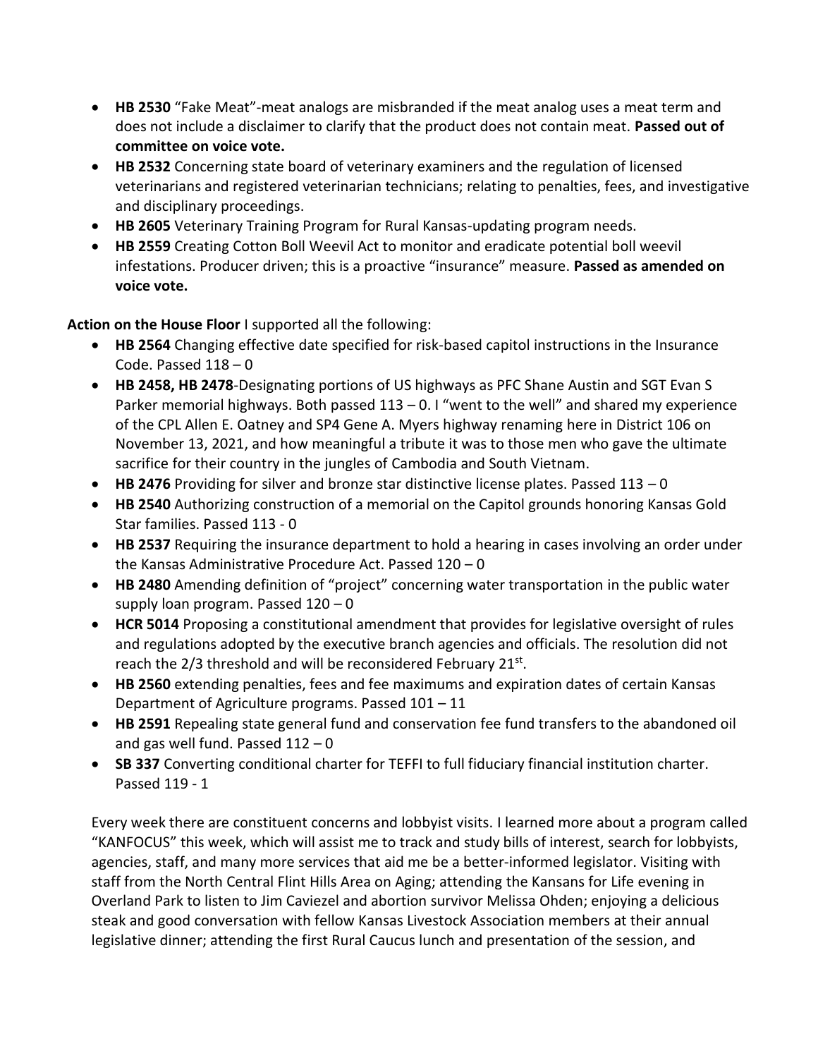- **HB 2530** "Fake Meat"-meat analogs are misbranded if the meat analog uses a meat term and does not include a disclaimer to clarify that the product does not contain meat. **Passed out of committee on voice vote.**
- **HB 2532** Concerning state board of veterinary examiners and the regulation of licensed veterinarians and registered veterinarian technicians; relating to penalties, fees, and investigative and disciplinary proceedings.
- **HB 2605** Veterinary Training Program for Rural Kansas-updating program needs.
- **HB 2559** Creating Cotton Boll Weevil Act to monitor and eradicate potential boll weevil infestations. Producer driven; this is a proactive "insurance" measure. **Passed as amended on voice vote.**

**Action on the House Floor** I supported all the following:

- **HB 2564** Changing effective date specified for risk-based capitol instructions in the Insurance Code. Passed 118 – 0
- **HB 2458, HB 2478**-Designating portions of US highways as PFC Shane Austin and SGT Evan S Parker memorial highways. Both passed 113 – 0. I "went to the well" and shared my experience of the CPL Allen E. Oatney and SP4 Gene A. Myers highway renaming here in District 106 on November 13, 2021, and how meaningful a tribute it was to those men who gave the ultimate sacrifice for their country in the jungles of Cambodia and South Vietnam.
- **HB 2476** Providing for silver and bronze star distinctive license plates. Passed 113 – 0
- **HB 2540** Authorizing construction of a memorial on the Capitol grounds honoring Kansas Gold Star families. Passed 113 - 0
- **HB 2537** Requiring the insurance department to hold a hearing in cases involving an order under the Kansas Administrative Procedure Act. Passed 120 – 0
- **HB 2480** Amending definition of "project" concerning water transportation in the public water supply loan program. Passed 120 – 0
- **HCR 5014** Proposing a constitutional amendment that provides for legislative oversight of rules and regulations adopted by the executive branch agencies and officials. The resolution did not reach the 2/3 threshold and will be reconsidered February 21st.
- **HB 2560** extending penalties, fees and fee maximums and expiration dates of certain Kansas Department of Agriculture programs. Passed 101 – 11
- **HB 2591** Repealing state general fund and conservation fee fund transfers to the abandoned oil and gas well fund. Passed 112 – 0
- **SB 337** Converting conditional charter for TEFFI to full fiduciary financial institution charter. Passed 119 - 1

Every week there are constituent concerns and lobbyist visits. I learned more about a program called "KANFOCUS" this week, which will assist me to track and study bills of interest, search for lobbyists, agencies, staff, and many more services that aid me be a better-informed legislator. Visiting with staff from the North Central Flint Hills Area on Aging; attending the Kansans for Life evening in Overland Park to listen to Jim Caviezel and abortion survivor Melissa Ohden; enjoying a delicious steak and good conversation with fellow Kansas Livestock Association members at their annual legislative dinner; attending the first Rural Caucus lunch and presentation of the session, and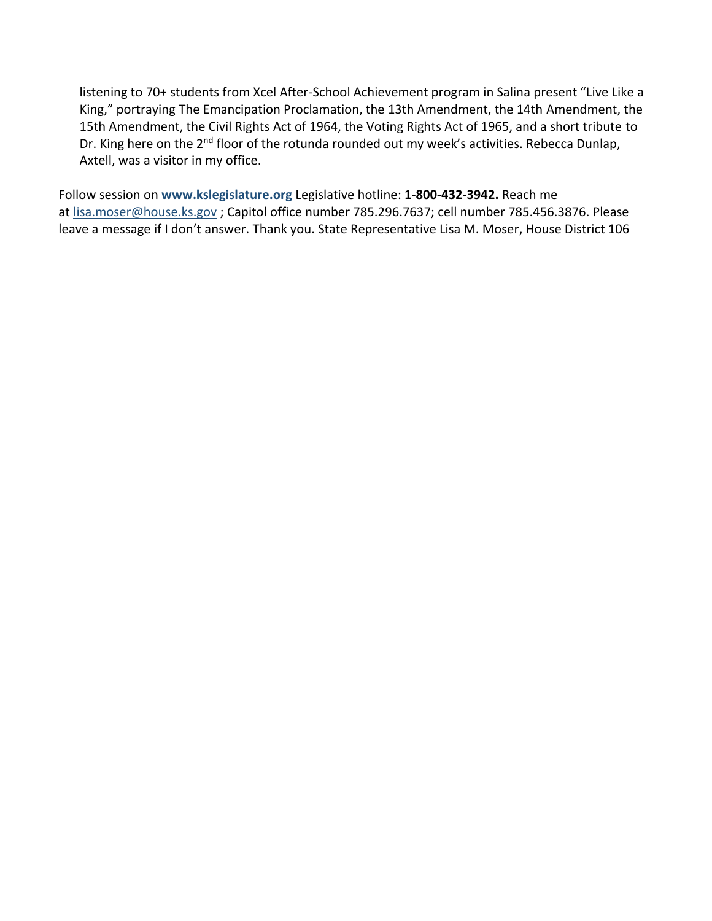listening to 70+ students from Xcel After-School Achievement program in Salina present "Live Like a King," portraying The Emancipation Proclamation, the 13th Amendment, the 14th Amendment, the 15th Amendment, the Civil Rights Act of 1964, the Voting Rights Act of 1965, and a short tribute to Dr. King here on the 2nd floor of the rotunda rounded out my week's activities. Rebecca Dunlap, Axtell, was a visitor in my office.

Follow session on **[www.kslegislature.org](http://www.kslegislature.org)** Legislative hotline: **1-800-432-3942.** Reach me at [lisa.moser@house.ks.gov](mailto:lisa.moser@house.ks.gov) ; Capitol office number 785.296.7637; cell number 785.456.3876. Please leave a message if I don't answer. Thank you. State Representative Lisa M. Moser, House District 106